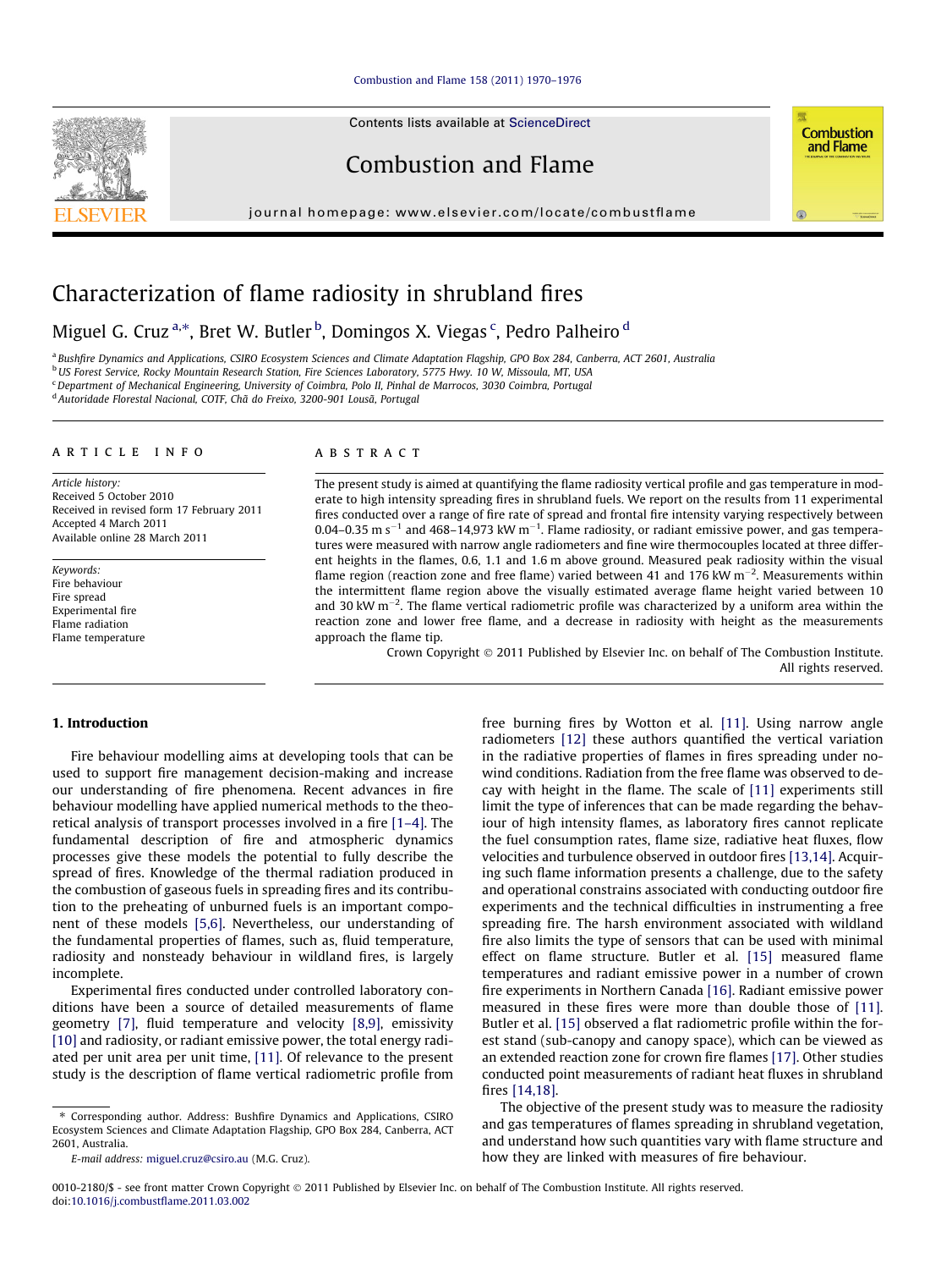# Characterization of flame radiosity in shrubland fires

Miguel G. Cruz [a,*], Bret W. Butler [b], Domingos X. Viegas [c], Pedro Palheiro [d]

[a] Bushfire Dynamics and Applications, CSIRO Ecosystem Sciences and Climate Adaptation Flagship, GPO Box 284, Canberra, ACT 2601, Australia
[b] US Forest Service, Rocky Mountain Research Station, Fire Sciences Laboratory, 5775 Hwy. 10 W, Missoula, MT, USA
[c] Department of Mechanical Engineering, University of Coimbra, Polo II, Pinhal de Marrocos, 3030 Coimbra, Portugal
[d] Autoridade Florestal Nacional, COTF, Chã do Freixo, 3200-901 Lousã, Portugal

## ARTICLE INFO

*Article history:*
Received 5 October 2010
Received in revised form 17 February 2011
Accepted 4 March 2011
Available online 28 March 2011

*Keywords:*
Fire behaviour
Fire spread
Experimental fire
Flame radiation
Flame temperature

## ABSTRACT

The present study is aimed at quantifying the flame radiosity vertical profile and gas temperature in moderate to high intensity spreading fires in shrubland fuels. We report on the results from 11 experimental fires conducted over a range of fire rate of spread and frontal fire intensity varying respectively between 0.04–0.35 m s$^{-1}$ and 468–14,973 kW m$^{-1}$. Flame radiosity, or radiant emissive power, and gas temperatures were measured with narrow angle radiometers and fine wire thermocouples located at three different heights in the flames, 0.6, 1.1 and 1.6 m above ground. Measured peak radiosity within the visual flame region (reaction zone and free flame) varied between 41 and 176 kW m$^{-2}$. Measurements within the intermittent flame region above the visually estimated average flame height varied between 10 and 30 kW m$^{-2}$. The flame vertical radiometric profile was characterized by a uniform area within the reaction zone and lower free flame, and a decrease in radiosity with height as the measurements approach the flame tip.

Crown Copyright © 2011 Published by Elsevier Inc. on behalf of The Combustion Institute. All rights reserved.

## 1. Introduction

Fire behaviour modelling aims at developing tools that can be used to support fire management decision-making and increase our understanding of fire phenomena. Recent advances in fire behaviour modelling have applied numerical methods to the theoretical analysis of transport processes involved in a fire [1–4]. The fundamental description of fire and atmospheric dynamics processes give these models the potential to fully describe the spread of fires. Knowledge of the thermal radiation produced in the combustion of gaseous fuels in spreading fires and its contribution to the preheating of unburned fuels is an important component of these models [5,6]. Nevertheless, our understanding of the fundamental properties of flames, such as, fluid temperature, radiosity and nonsteady behaviour in wildland fires, is largely incomplete.

Experimental fires conducted under controlled laboratory conditions have been a source of detailed measurements of flame geometry [7], fluid temperature and velocity [8,9], emissivity [10] and radiosity, or radiant emissive power, the total energy radiated per unit area per unit time, [11]. Of relevance to the present study is the description of flame vertical radiometric profile from free burning fires by Wotton et al. [11]. Using narrow angle radiometers [12] these authors quantified the vertical variation in the radiative properties of flames in fires spreading under no-wind conditions. Radiation from the free flame was observed to decay with height in the flame. The scale of [11] experiments still limit the type of inferences that can be made regarding the behaviour of high intensity flames, as laboratory fires cannot replicate the fuel consumption rates, flame size, radiative heat fluxes, flow velocities and turbulence observed in outdoor fires [13,14]. Acquiring such flame information presents a challenge, due to the safety and operational constrains associated with conducting outdoor fire experiments and the technical difficulties in instrumenting a free spreading fire. The harsh environment associated with wildland fire also limits the type of sensors that can be used with minimal effect on flame structure. Butler et al. [15] measured flame temperatures and radiant emissive power in a number of crown fire experiments in Northern Canada [16]. Radiant emissive power measured in these fires were more than double those of [11]. Butler et al. [15] observed a flat radiometric profile within the forest stand (sub-canopy and canopy space), which can be viewed as an extended reaction zone for crown fire flames [17]. Other studies conducted point measurements of radiant heat fluxes in shrubland fires [14,18].

The objective of the present study was to measure the radiosity and gas temperatures of flames spreading in shrubland vegetation, and understand how such quantities vary with flame structure and how they are linked with measures of fire behaviour.

\* Corresponding author. Address: Bushfire Dynamics and Applications, CSIRO Ecosystem Sciences and Climate Adaptation Flagship, GPO Box 284, Canberra, ACT 2601, Australia.

*E-mail address:* miguel.cruz@csiro.au (M.G. Cruz).

0010-2180/$ - see front matter Crown Copyright © 2011 Published by Elsevier Inc. on behalf of The Combustion Institute. All rights reserved.
doi:10.1016/j.combustflame.2011.03.002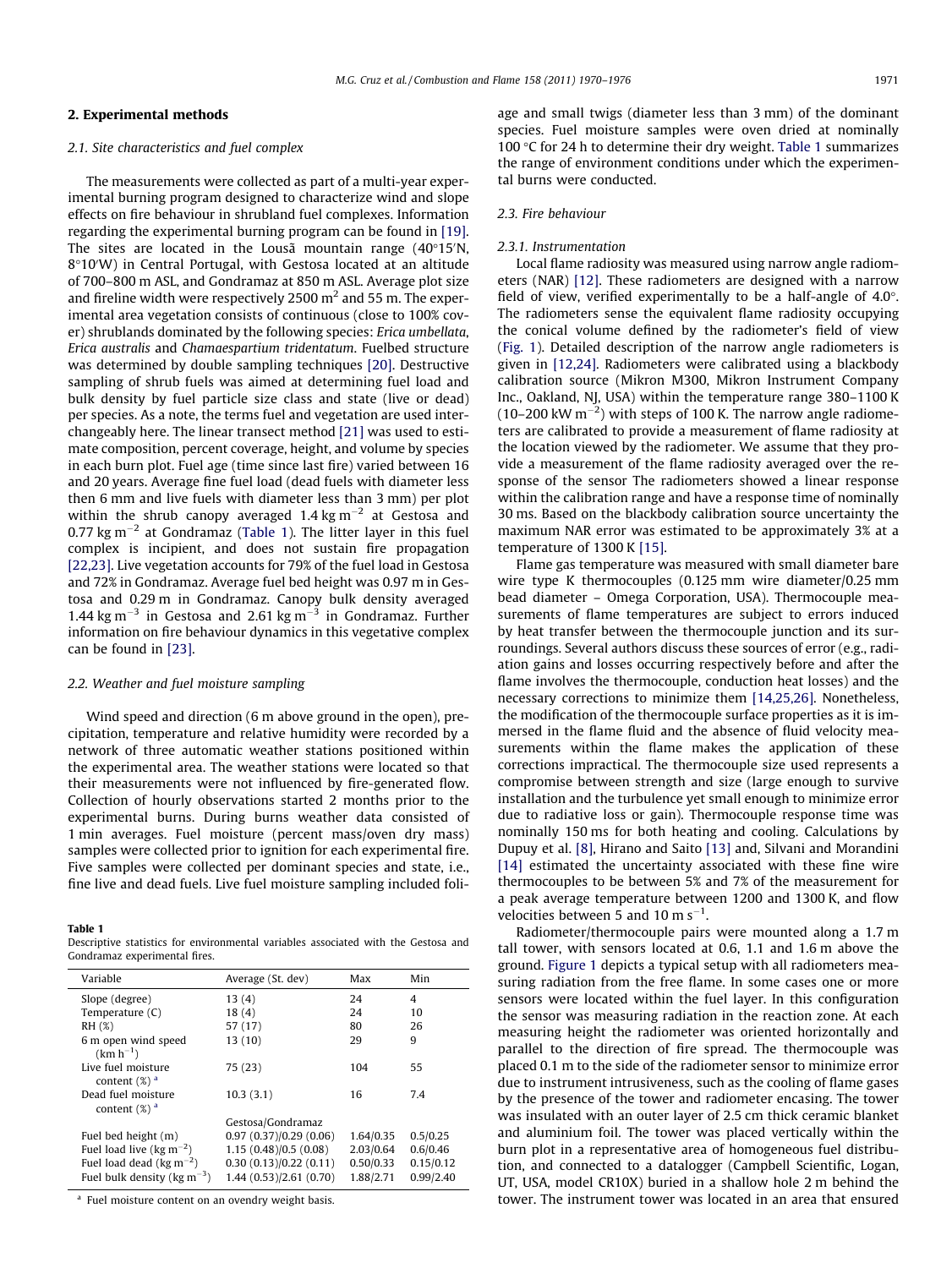## 2. Experimental methods

### 2.1. Site characteristics and fuel complex

The measurements were collected as part of a multi-year experimental burning program designed to characterize wind and slope effects on fire behaviour in shrubland fuel complexes. Information regarding the experimental burning program can be found in [19]. The sites are located in the Lousã mountain range (40°15′N, 8°10′W) in Central Portugal, with Gestosa located at an altitude of 700–800 m ASL, and Gondramaz at 850 m ASL. Average plot size and fireline width were respectively 2500 $m^2$ and 55 m. The experimental area vegetation consists of continuous (close to 100% cover) shrublands dominated by the following species: *Erica umbellata*, *Erica australis* and *Chamaespartium tridentatum*. Fuelbed structure was determined by double sampling techniques [20]. Destructive sampling of shrub fuels was aimed at determining fuel load and bulk density by fuel particle size class and state (live or dead) per species. As a note, the terms fuel and vegetation are used interchangeably here. The linear transect method [21] was used to estimate composition, percent coverage, height, and volume by species in each burn plot. Fuel age (time since last fire) varied between 16 and 20 years. Average fine fuel load (dead fuels with diameter less then 6 mm and live fuels with diameter less than 3 mm) per plot within the shrub canopy averaged 1.4 kg $m^{-2}$ at Gestosa and 0.77 kg $m^{-2}$ at Gondramaz (Table 1). The litter layer in this fuel complex is incipient, and does not sustain fire propagation [22,23]. Live vegetation accounts for 79% of the fuel load in Gestosa and 72% in Gondramaz. Average fuel bed height was 0.97 m in Gestosa and 0.29 m in Gondramaz. Canopy bulk density averaged 1.44 kg $m^{-3}$ in Gestosa and 2.61 kg $m^{-3}$ in Gondramaz. Further information on fire behaviour dynamics in this vegetative complex can be found in [23].

### 2.2. Weather and fuel moisture sampling

Wind speed and direction (6 m above ground in the open), precipitation, temperature and relative humidity were recorded by a network of three automatic weather stations positioned within the experimental area. The weather stations were located so that their measurements were not influenced by fire-generated flow. Collection of hourly observations started 2 months prior to the experimental burns. During burns weather data consisted of 1 min averages. Fuel moisture (percent mass/oven dry mass) samples were collected prior to ignition for each experimental fire. Five samples were collected per dominant species and state, i.e., fine live and dead fuels. Live fuel moisture sampling included foliage and small twigs (diameter less than 3 mm) of the dominant species. Fuel moisture samples were oven dried at nominally 100 °C for 24 h to determine their dry weight. Table 1 summarizes the range of environment conditions under which the experimental burns were conducted.

**Table 1**
Descriptive statistics for environmental variables associated with the Gestosa and Gondramaz experimental fires.

| Variable | Average (St. dev) | Max | Min |
|---|---|---|---|
| Slope (degree) | 13 (4) | 24 | 4 |
| Temperature (C) | 18 (4) | 24 | 10 |
| RH (%) | 57 (17) | 80 | 26 |
| 6 m open wind speed (km $h^{-1}$) | 13 (10) | 29 | 9 |
| Live fuel moisture content (%) [a] | 75 (23) | 104 | 55 |
| Dead fuel moisture content (%) [a] | 10.3 (3.1) | 16 | 7.4 |
| | Gestosa/Gondramaz | | |
| Fuel bed height (m) | 0.97 (0.37)/0.29 (0.06) | 1.64/0.35 | 0.5/0.25 |
| Fuel load live (kg $m^{-2}$) | 1.15 (0.48)/0.5 (0.08) | 2.03/0.64 | 0.6/0.46 |
| Fuel load dead (kg $m^{-2}$) | 0.30 (0.13)/0.22 (0.11) | 0.50/0.33 | 0.15/0.12 |
| Fuel bulk density (kg $m^{-3}$) | 1.44 (0.53)/2.61 (0.70) | 1.88/2.71 | 0.99/2.40 |

[a] Fuel moisture content on an ovendry weight basis.

### 2.3. Fire behaviour

#### 2.3.1. Instrumentation

Local flame radiosity was measured using narrow angle radiometers (NAR) [12]. These radiometers are designed with a narrow field of view, verified experimentally to be a half-angle of 4.0°. The radiometers sense the equivalent flame radiosity occupying the conical volume defined by the radiometer's field of view (Fig. 1). Detailed description of the narrow angle radiometers is given in [12,24]. Radiometers were calibrated using a blackbody calibration source (Mikron M300, Mikron Instrument Company Inc., Oakland, NJ, USA) within the temperature range 380–1100 K (10–200 kW $m^{-2}$) with steps of 100 K. The narrow angle radiometers are calibrated to provide a measurement of flame radiosity at the location viewed by the radiometer. We assume that they provide a measurement of the flame radiosity averaged over the response of the sensor The radiometers showed a linear response within the calibration range and have a response time of nominally 30 ms. Based on the blackbody calibration source uncertainty the maximum NAR error was estimated to be approximately 3% at a temperature of 1300 K [15].

Flame gas temperature was measured with small diameter bare wire type K thermocouples (0.125 mm wire diameter/0.25 mm bead diameter – Omega Corporation, USA). Thermocouple measurements of flame temperatures are subject to errors induced by heat transfer between the thermocouple junction and its surroundings. Several authors discuss these sources of error (e.g., radiation gains and losses occurring respectively before and after the flame involves the thermocouple, conduction heat losses) and the necessary corrections to minimize them [14,25,26]. Nonetheless, the modification of the thermocouple surface properties as it is immersed in the flame fluid and the absence of fluid velocity measurements within the flame makes the application of these corrections impractical. The thermocouple size used represents a compromise between strength and size (large enough to survive installation and the turbulence yet small enough to minimize error due to radiative loss or gain). Thermocouple response time was nominally 150 ms for both heating and cooling. Calculations by Dupuy et al. [8], Hirano and Saito [13] and, Silvani and Morandini [14] estimated the uncertainty associated with these fine wire thermocouples to be between 5% and 7% of the measurement for a peak average temperature between 1200 and 1300 K, and flow velocities between 5 and 10 m $s^{-1}$.

Radiometer/thermocouple pairs were mounted along a 1.7 m tall tower, with sensors located at 0.6, 1.1 and 1.6 m above the ground. Figure 1 depicts a typical setup with all radiometers measuring radiation from the free flame. In some cases one or more sensors were located within the fuel layer. In this configuration the sensor was measuring radiation in the reaction zone. At each measuring height the radiometer was oriented horizontally and parallel to the direction of fire spread. The thermocouple was placed 0.1 m to the side of the radiometer sensor to minimize error due to instrument intrusiveness, such as the cooling of flame gases by the presence of the tower and radiometer encasing. The tower was insulated with an outer layer of 2.5 cm thick ceramic blanket and aluminium foil. The tower was placed vertically within the burn plot in a representative area of homogeneous fuel distribution, and connected to a datalogger (Campbell Scientific, Logan, UT, USA, model CR10X) buried in a shallow hole 2 m behind the tower. The instrument tower was located in an area that ensured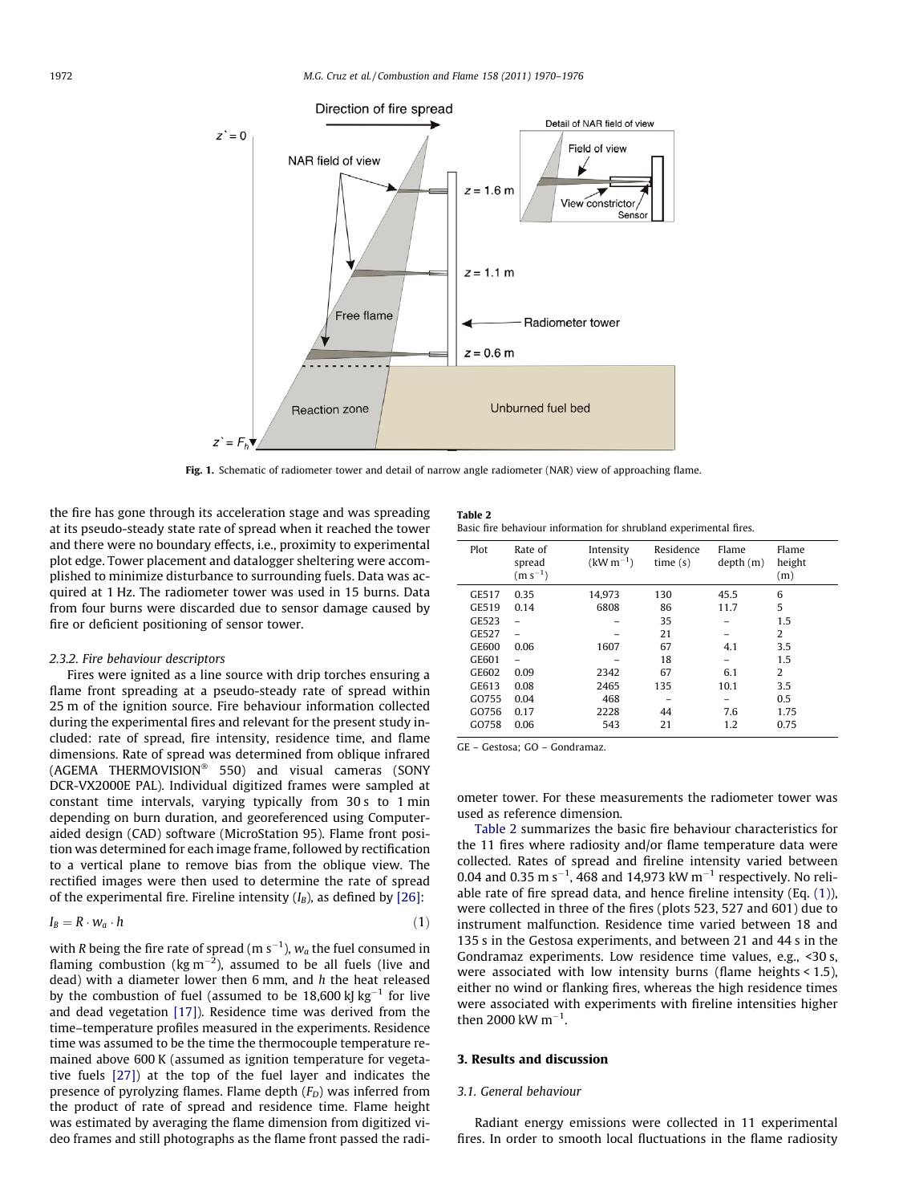Fig. 1. Schematic of radiometer tower and detail of narrow angle radiometer (NAR) view of approaching flame.

the fire has gone through its acceleration stage and was spreading at its pseudo-steady state rate of spread when it reached the tower and there were no boundary effects, i.e., proximity to experimental plot edge. Tower placement and datalogger sheltering were accomplished to minimize disturbance to surrounding fuels. Data was acquired at 1 Hz. The radiometer tower was used in 15 burns. Data from four burns were discarded due to sensor damage caused by fire or deficient positioning of sensor tower.

### 2.3.2. Fire behaviour descriptors

Fires were ignited as a line source with drip torches ensuring a flame front spreading at a pseudo-steady rate of spread within 25 m of the ignition source. Fire behaviour information collected during the experimental fires and relevant for the present study included: rate of spread, fire intensity, residence time, and flame dimensions. Rate of spread was determined from oblique infrared (AGEMA THERMOVISION® 550) and visual cameras (SONY DCR-VX2000E PAL). Individual digitized frames were sampled at constant time intervals, varying typically from 30 s to 1 min depending on burn duration, and georeferenced using Computer-aided design (CAD) software (MicroStation 95). Flame front position was determined for each image frame, followed by rectification to a vertical plane to remove bias from the oblique view. The rectified images were then used to determine the rate of spread of the experimental fire. Fireline intensity ($I_B$), as defined by [26]:

$$I_B = R \cdot w_a \cdot h \tag{1}$$

with $R$ being the fire rate of spread (m s$^{-1}$), $w_a$ the fuel consumed in flaming combustion (kg m$^{-2}$), assumed to be all fuels (live and dead) with a diameter lower then 6 mm, and $h$ the heat released by the combustion of fuel (assumed to be 18,600 kJ kg$^{-1}$ for live and dead vegetation [17]). Residence time was derived from the time–temperature profiles measured in the experiments. Residence time was assumed to be the time the thermocouple temperature remained above 600 K (assumed as ignition temperature for vegetative fuels [27]) at the top of the fuel layer and indicates the presence of pyrolyzing flames. Flame depth ($F_D$) was inferred from the product of rate of spread and residence time. Flame height was estimated by averaging the flame dimension from digitized video frames and still photographs as the flame front passed the radiometer tower. For these measurements the radiometer tower was used as reference dimension.

**Table 2**
Basic fire behaviour information for shrubland experimental fires.

| Plot | Rate of spread (m s$^{-1}$) | Intensity (kW m$^{-1}$) | Residence time (s) | Flame depth (m) | Flame height (m) |
|---|---|---|---|---|---|
| GE517 | 0.35 | 14,973 | 130 | 45.5 | 6 |
| GE519 | 0.14 | 6808 | 86 | 11.7 | 5 |
| GE523 | – | – | 35 | – | 1.5 |
| GE527 | – | – | 21 | – | 2 |
| GE600 | 0.06 | 1607 | 67 | 4.1 | 3.5 |
| GE601 | – | – | 18 | – | 1.5 |
| GE602 | 0.09 | 2342 | 67 | 6.1 | 2 |
| GE613 | 0.08 | 2465 | 135 | 10.1 | 3.5 |
| GO755 | 0.04 | 468 | – | – | 0.5 |
| GO756 | 0.17 | 2228 | 44 | 7.6 | 1.75 |
| GO758 | 0.06 | 543 | 21 | 1.2 | 0.75 |

GE – Gestosa; GO – Gondramaz.

Table 2 summarizes the basic fire behaviour characteristics for the 11 fires where radiosity and/or flame temperature data were collected. Rates of spread and fireline intensity varied between 0.04 and 0.35 m s$^{-1}$, 468 and 14,973 kW m$^{-1}$ respectively. No reliable rate of fire spread data, and hence fireline intensity (Eq. (1)), were collected in three of the fires (plots 523, 527 and 601) due to instrument malfunction. Residence time varied between 18 and 135 s in the Gestosa experiments, and between 21 and 44 s in the Gondramaz experiments. Low residence time values, e.g., <30 s, were associated with low intensity burns (flame heights < 1.5), either no wind or flanking fires, whereas the high residence times were associated with experiments with fireline intensities higher then 2000 kW m$^{-1}$.

## 3. Results and discussion

### 3.1. General behaviour

Radiant energy emissions were collected in 11 experimental fires. In order to smooth local fluctuations in the flame radiosity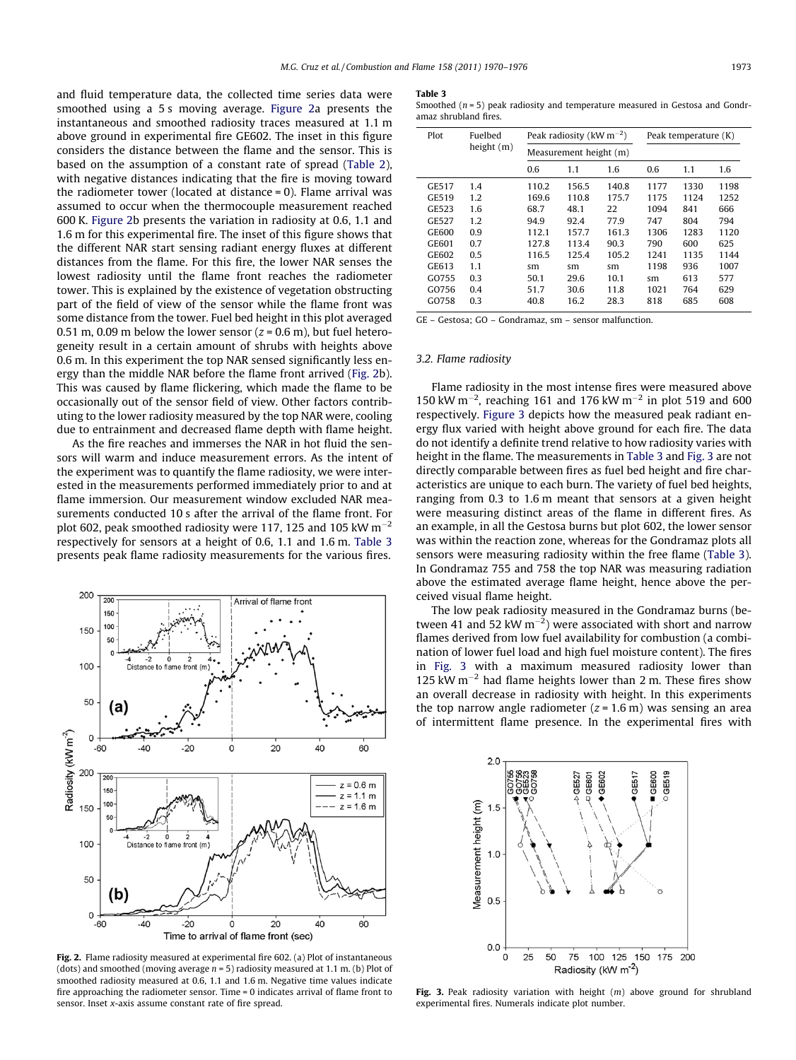and fluid temperature data, the collected time series data were smoothed using a 5 s moving average. Figure 2a presents the instantaneous and smoothed radiosity traces measured at 1.1 m above ground in experimental fire GE602. The inset in this figure considers the distance between the flame and the sensor. This is based on the assumption of a constant rate of spread (Table 2), with negative distances indicating that the fire is moving toward the radiometer tower (located at distance = 0). Flame arrival was assumed to occur when the thermocouple measurement reached 600 K. Figure 2b presents the variation in radiosity at 0.6, 1.1 and 1.6 m for this experimental fire. The inset of this figure shows that the different NAR start sensing radiant energy fluxes at different distances from the flame. For this fire, the lower NAR senses the lowest radiosity until the flame front reaches the radiometer tower. This is explained by the existence of vegetation obstructing part of the field of view of the sensor while the flame front was some distance from the tower. Fuel bed height in this plot averaged 0.51 m, 0.09 m below the lower sensor ($z = 0.6$ m), but fuel heterogeneity result in a certain amount of shrubs with heights above 0.6 m. In this experiment the top NAR sensed significantly less energy than the middle NAR before the flame front arrived (Fig. 2b). This was caused by flame flickering, which made the flame to be occasionally out of the sensor field of view. Other factors contributing to the lower radiosity measured by the top NAR were, cooling due to entrainment and decreased flame depth with flame height.

As the fire reaches and immerses the NAR in hot fluid the sensors will warm and induce measurement errors. As the intent of the experiment was to quantify the flame radiosity, we were interested in the measurements performed immediately prior to and at flame immersion. Our measurement window excluded NAR measurements conducted 10 s after the arrival of the flame front. For plot 602, peak smoothed radiosity were 117, 125 and 105 kW m$^{-2}$ respectively for sensors at a height of 0.6, 1.1 and 1.6 m. Table 3 presents peak flame radiosity measurements for the various fires.

Fig. 2. Flame radiosity measured at experimental fire 602. (a) Plot of instantaneous (dots) and smoothed (moving average $n = 5$) radiosity measured at 1.1 m. (b) Plot of smoothed radiosity measured at 0.6, 1.1 and 1.6 m. Negative time values indicate fire approaching the radiometer sensor. Time = 0 indicates arrival of flame front to sensor. Inset x-axis assume constant rate of fire spread.

**Table 3**
Smoothed ($n = 5$) peak radiosity and temperature measured in Gestosa and Gondramaz shrubland fires.

| Plot | Fuelbed height (m) | Peak radiosity (kW m$^{-2}$) | | | Peak temperature (K) | | |
|---|---|---|---|---|---|---|---|
| | | Measurement height (m) | | | | | |
| | | 0.6 | 1.1 | 1.6 | 0.6 | 1.1 | 1.6 |
| GE517 | 1.4 | 110.2 | 156.5 | 140.8 | 1177 | 1330 | 1198 |
| GE519 | 1.2 | 169.6 | 110.8 | 175.7 | 1175 | 1124 | 1252 |
| GE523 | 1.6 | 68.7 | 48.1 | 22 | 1094 | 841 | 666 |
| GE527 | 1.2 | 94.9 | 92.4 | 77.9 | 747 | 804 | 794 |
| GE600 | 0.9 | 112.1 | 157.7 | 161.3 | 1306 | 1283 | 1120 |
| GE601 | 0.7 | 127.8 | 113.4 | 90.3 | 790 | 600 | 625 |
| GE602 | 0.5 | 116.5 | 125.4 | 105.2 | 1241 | 1135 | 1144 |
| GE613 | 1.1 | sm | sm | sm | 1198 | 936 | 1007 |
| GO755 | 0.3 | 50.1 | 29.6 | 10.1 | sm | 613 | 577 |
| GO756 | 0.4 | 51.7 | 30.6 | 11.8 | 1021 | 764 | 629 |
| GO758 | 0.3 | 40.8 | 16.2 | 28.3 | 818 | 685 | 608 |

GE – Gestosa; GO – Gondramaz, sm – sensor malfunction.

### 3.2. Flame radiosity

Flame radiosity in the most intense fires were measured above 150 kW m$^{-2}$, reaching 161 and 176 kW m$^{-2}$ in plot 519 and 600 respectively. Figure 3 depicts how the measured peak radiant energy flux varied with height above ground for each fire. The data do not identify a definite trend relative to how radiosity varies with height in the flame. The measurements in Table 3 and Fig. 3 are not directly comparable between fires as fuel bed height and fire characteristics are unique to each burn. The variety of fuel bed heights, ranging from 0.3 to 1.6 m meant that sensors at a given height were measuring distinct areas of the flame in different fires. As an example, in all the Gestosa burns but plot 602, the lower sensor was within the reaction zone, whereas for the Gondramaz plots all sensors were measuring radiosity within the free flame (Table 3). In Gondramaz 755 and 758 the top NAR was measuring radiation above the estimated average flame height, hence above the perceived visual flame height.

The low peak radiosity measured in the Gondramaz burns (between 41 and 52 kW m$^{-2}$) were associated with short and narrow flames derived from low fuel availability for combustion (a combination of lower fuel load and high fuel moisture content). The fires in Fig. 3 with a maximum measured radiosity lower than 125 kW m$^{-2}$ had flame heights lower than 2 m. These fires show an overall decrease in radiosity with height. In this experiments the top narrow angle radiometer ($z = 1.6$ m) was sensing an area of intermittent flame presence. In the experimental fires with

Fig. 3. Peak radiosity variation with height ($m$) above ground for shrubland experimental fires. Numerals indicate plot number.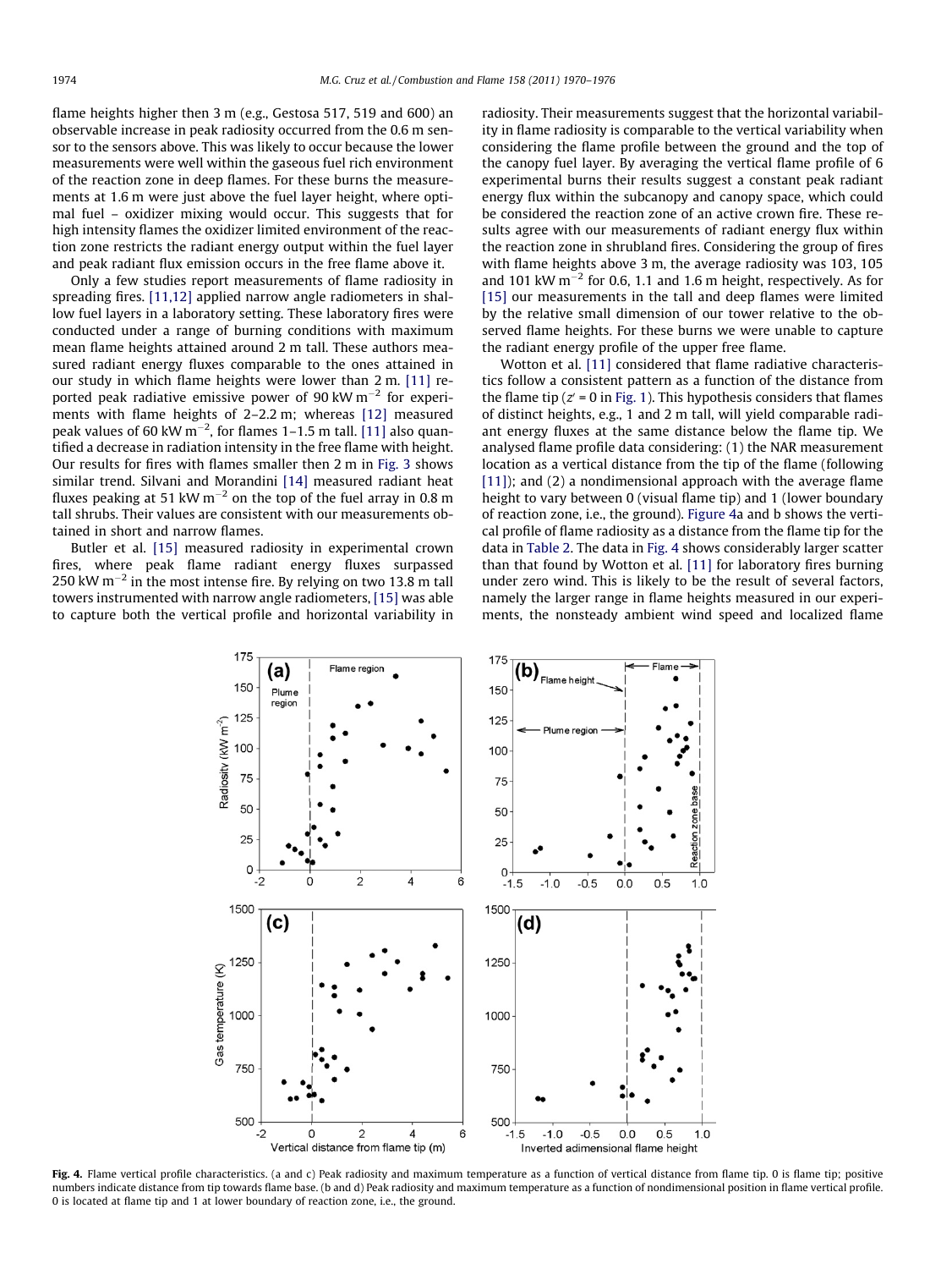flame heights higher then 3 m (e.g., Gestosa 517, 519 and 600) an observable increase in peak radiosity occurred from the 0.6 m sensor to the sensors above. This was likely to occur because the lower measurements were well within the gaseous fuel rich environment of the reaction zone in deep flames. For these burns the measurements at 1.6 m were just above the fuel layer height, where optimal fuel – oxidizer mixing would occur. This suggests that for high intensity flames the oxidizer limited environment of the reaction zone restricts the radiant energy output within the fuel layer and peak radiant flux emission occurs in the free flame above it.

Only a few studies report measurements of flame radiosity in spreading fires. [11,12] applied narrow angle radiometers in shallow fuel layers in a laboratory setting. These laboratory fires were conducted under a range of burning conditions with maximum mean flame heights attained around 2 m tall. These authors measured radiant energy fluxes comparable to the ones attained in our study in which flame heights were lower than 2 m. [11] reported peak radiative emissive power of 90 kW $m^{-2}$ for experiments with flame heights of 2–2.2 m; whereas [12] measured peak values of 60 kW $m^{-2}$, for flames 1–1.5 m tall. [11] also quantified a decrease in radiation intensity in the free flame with height. Our results for fires with flames smaller then 2 m in Fig. 3 shows similar trend. Silvani and Morandini [14] measured radiant heat fluxes peaking at 51 kW $m^{-2}$ on the top of the fuel array in 0.8 m tall shrubs. Their values are consistent with our measurements obtained in short and narrow flames.

Butler et al. [15] measured radiosity in experimental crown fires, where peak flame radiant energy fluxes surpassed 250 kW $m^{-2}$ in the most intense fire. By relying on two 13.8 m tall towers instrumented with narrow angle radiometers, [15] was able to capture both the vertical profile and horizontal variability in radiosity. Their measurements suggest that the horizontal variability in flame radiosity is comparable to the vertical variability when considering the flame profile between the ground and the top of the canopy fuel layer. By averaging the vertical flame profile of 6 experimental burns their results suggest a constant peak radiant energy flux within the subcanopy and canopy space, which could be considered the reaction zone of an active crown fire. These results agree with our measurements of radiant energy flux within the reaction zone in shrubland fires. Considering the group of fires with flame heights above 3 m, the average radiosity was 103, 105 and 101 kW $m^{-2}$ for 0.6, 1.1 and 1.6 m height, respectively. As for [15] our measurements in the tall and deep flames were limited by the relative small dimension of our tower relative to the observed flame heights. For these burns we were unable to capture the radiant energy profile of the upper free flame.

Wotton et al. [11] considered that flame radiative characteristics follow a consistent pattern as a function of the distance from the flame tip ($z' = 0$ in Fig. 1). This hypothesis considers that flames of distinct heights, e.g., 1 and 2 m tall, will yield comparable radiant energy fluxes at the same distance below the flame tip. We analysed flame profile data considering: (1) the NAR measurement location as a vertical distance from the tip of the flame (following [11]); and (2) a nondimensional approach with the average flame height to vary between 0 (visual flame tip) and 1 (lower boundary of reaction zone, i.e., the ground). Figure 4a and b shows the vertical profile of flame radiosity as a distance from the flame tip for the data in Table 2. The data in Fig. 4 shows considerably larger scatter than that found by Wotton et al. [11] for laboratory fires burning under zero wind. This is likely to be the result of several factors, namely the larger range in flame heights measured in our experiments, the nonsteady ambient wind speed and localized flame

Fig. 4. Flame vertical profile characteristics. (a and c) Peak radiosity and maximum temperature as a function of vertical distance from flame tip. 0 is flame tip; positive numbers indicate distance from tip towards flame base. (b and d) Peak radiosity and maximum temperature as a function of nondimensional position in flame vertical profile. 0 is located at flame tip and 1 at lower boundary of reaction zone, i.e., the ground.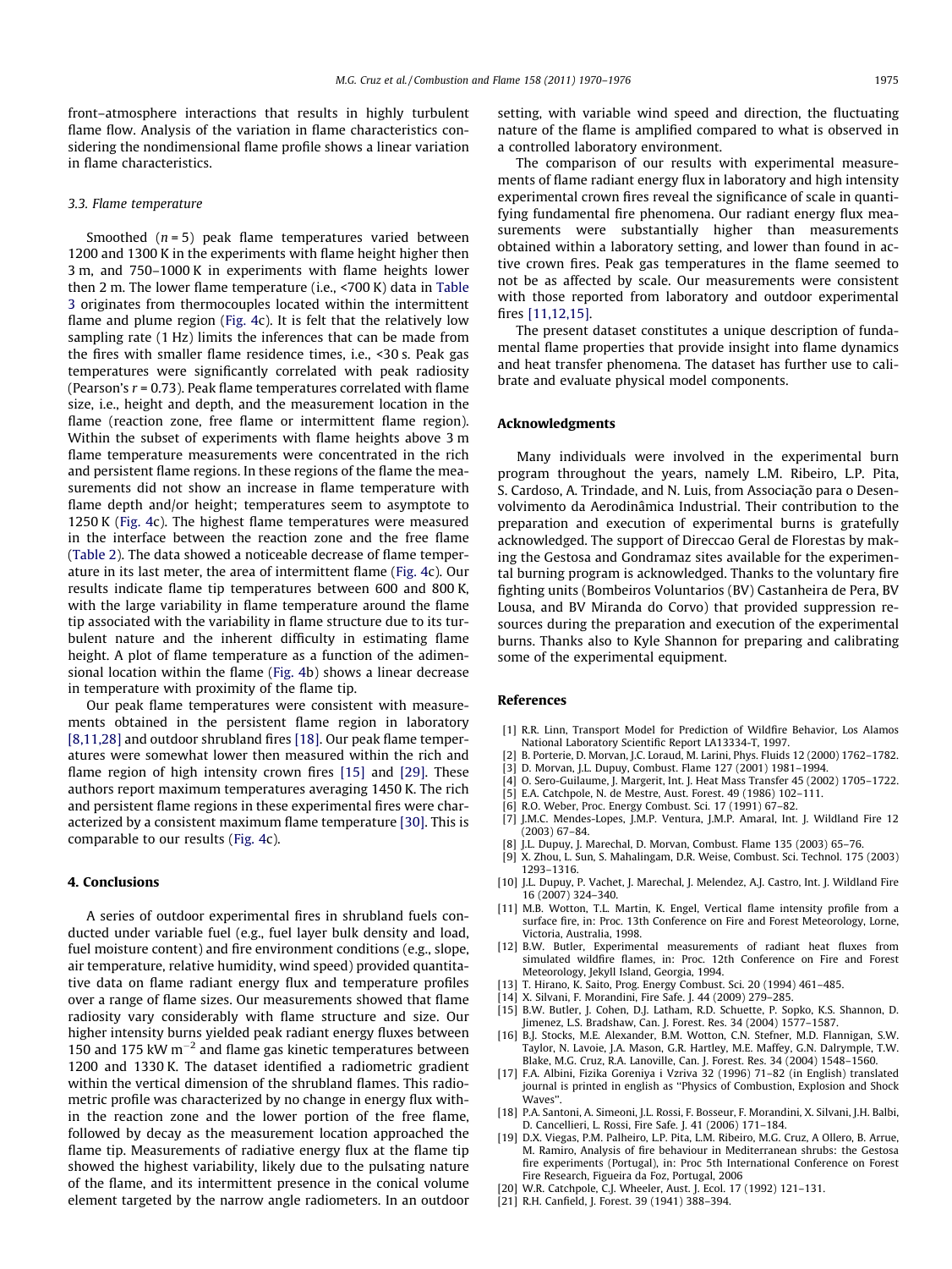front–atmosphere interactions that results in highly turbulent flame flow. Analysis of the variation in flame characteristics considering the nondimensional flame profile shows a linear variation in flame characteristics.

### 3.3. Flame temperature

Smoothed ($n = 5$) peak flame temperatures varied between 1200 and 1300 K in the experiments with flame height higher then 3 m, and 750–1000 K in experiments with flame heights lower then 2 m. The lower flame temperature (i.e., <700 K) data in Table 3 originates from thermocouples located within the intermittent flame and plume region (Fig. 4c). It is felt that the relatively low sampling rate (1 Hz) limits the inferences that can be made from the fires with smaller flame residence times, i.e., <30 s. Peak gas temperatures were significantly correlated with peak radiosity (Pearson's $r = 0.73$). Peak flame temperatures correlated with flame size, i.e., height and depth, and the measurement location in the flame (reaction zone, free flame or intermittent flame region). Within the subset of experiments with flame heights above 3 m flame temperature measurements were concentrated in the rich and persistent flame regions. In these regions of the flame the measurements did not show an increase in flame temperature with flame depth and/or height; temperatures seem to asymptote to 1250 K (Fig. 4c). The highest flame temperatures were measured in the interface between the reaction zone and the free flame (Table 2). The data showed a noticeable decrease of flame temperature in its last meter, the area of intermittent flame (Fig. 4c). Our results indicate flame tip temperatures between 600 and 800 K, with the large variability in flame temperature around the flame tip associated with the variability in flame structure due to its turbulent nature and the inherent difficulty in estimating flame height. A plot of flame temperature as a function of the adimensional location within the flame (Fig. 4b) shows a linear decrease in temperature with proximity of the flame tip.

Our peak flame temperatures were consistent with measurements obtained in the persistent flame region in laboratory [8,11,28] and outdoor shrubland fires [18]. Our peak flame temperatures were somewhat lower then measured within the rich and flame region of high intensity crown fires [15] and [29]. These authors report maximum temperatures averaging 1450 K. The rich and persistent flame regions in these experimental fires were characterized by a consistent maximum flame temperature [30]. This is comparable to our results (Fig. 4c).

## 4. Conclusions

A series of outdoor experimental fires in shrubland fuels conducted under variable fuel (e.g., fuel layer bulk density and load, fuel moisture content) and fire environment conditions (e.g., slope, air temperature, relative humidity, wind speed) provided quantitative data on flame radiant energy flux and temperature profiles over a range of flame sizes. Our measurements showed that flame radiosity vary considerably with flame structure and size. Our higher intensity burns yielded peak radiant energy fluxes between 150 and 175 kW m$^{-2}$ and flame gas kinetic temperatures between 1200 and 1330 K. The dataset identified a radiometric gradient within the vertical dimension of the shrubland flames. This radiometric profile was characterized by no change in energy flux within the reaction zone and the lower portion of the free flame, followed by decay as the measurement location approached the flame tip. Measurements of radiative energy flux at the flame tip showed the highest variability, likely due to the pulsating nature of the flame, and its intermittent presence in the conical volume element targeted by the narrow angle radiometers. In an outdoor setting, with variable wind speed and direction, the fluctuating nature of the flame is amplified compared to what is observed in a controlled laboratory environment.

The comparison of our results with experimental measurements of flame radiant energy flux in laboratory and high intensity experimental crown fires reveal the significance of scale in quantifying fundamental fire phenomena. Our radiant energy flux measurements were substantially higher than measurements obtained within a laboratory setting, and lower than found in active crown fires. Peak gas temperatures in the flame seemed to not be as affected by scale. Our measurements were consistent with those reported from laboratory and outdoor experimental fires [11,12,15].

The present dataset constitutes a unique description of fundamental flame properties that provide insight into flame dynamics and heat transfer phenomena. The dataset has further use to calibrate and evaluate physical model components.

## Acknowledgments

Many individuals were involved in the experimental burn program throughout the years, namely L.M. Ribeiro, L.P. Pita, S. Cardoso, A. Trindade, and N. Luis, from Associação para o Desenvolvimento da Aerodinâmica Industrial. Their contribution to the preparation and execution of experimental burns is gratefully acknowledged. The support of Direccao Geral de Florestas by making the Gestosa and Gondramaz sites available for the experimental burning program is acknowledged. Thanks to the voluntary fire fighting units (Bombeiros Voluntarios (BV) Castanheira de Pera, BV Lousa, and BV Miranda do Corvo) that provided suppression resources during the preparation and execution of the experimental burns. Thanks also to Kyle Shannon for preparing and calibrating some of the experimental equipment.

## References

[1] R.R. Linn, Transport Model for Prediction of Wildfire Behavior, Los Alamos National Laboratory Scientific Report LA13334-T, 1997.
[2] B. Porterie, D. Morvan, J.C. Loraud, M. Larini, Phys. Fluids 12 (2000) 1762–1782.
[3] D. Morvan, J.L. Dupuy, Combust. Flame 127 (2001) 1981–1994.
[4] O. Sero-Guilaume, J. Margerit, Int. J. Heat Mass Transfer 45 (2002) 1705–1722.
[5] E.A. Catchpole, N. de Mestre, Aust. Forest. 49 (1986) 102–111.
[6] R.O. Weber, Proc. Energy Combust. Sci. 17 (1991) 67–82.
[7] J.M.C. Mendes-Lopes, J.M.P. Ventura, J.M.P. Amaral, Int. J. Wildland Fire 12 (2003) 67–84.
[8] J.L. Dupuy, J. Marechal, D. Morvan, Combust. Flame 135 (2003) 65–76.
[9] X. Zhou, L. Sun, S. Mahalingam, D.R. Weise, Combust. Sci. Technol. 175 (2003) 1293–1316.
[10] J.L. Dupuy, P. Vachet, J. Marechal, J. Melendez, A.J. Castro, Int. J. Wildland Fire 16 (2007) 324–340.
[11] M.B. Wotton, T.L. Martin, K. Engel, Vertical flame intensity profile from a surface fire, in: Proc. 13th Conference on Fire and Forest Meteorology, Lorne, Victoria, Australia, 1998.
[12] B.W. Butler, Experimental measurements of radiant heat fluxes from simulated wildfire flames, in: Proc. 12th Conference on Fire and Forest Meteorology, Jekyll Island, Georgia, 1994.
[13] T. Hirano, K. Saito, Prog. Energy Combust. Sci. 20 (1994) 461–485.
[14] X. Silvani, F. Morandini, Fire Safe. J. 44 (2009) 279–285.
[15] B.W. Butler, J. Cohen, D.J. Latham, R.D. Schuette, P. Sopko, K.S. Shannon, D. Jimenez, L.S. Bradshaw, Can. J. Forest. Res. 34 (2004) 1577–1587.
[16] B.J. Stocks, M.E. Alexander, B.M. Wotton, C.N. Stefner, M.D. Flannigan, S.W. Taylor, N. Lavoie, J.A. Mason, G.R. Hartley, M.E. Maffey, G.N. Dalrymple, T.W. Blake, M.G. Cruz, R.A. Lanoville, Can. J. Forest. Res. 34 (2004) 1548–1560.
[17] F.A. Albini, Fizika Goreniya i Vzriva 32 (1996) 71–82 (in English) translated journal is printed in english as "Physics of Combustion, Explosion and Shock Waves".
[18] P.A. Santoni, A. Simeoni, J.L. Rossi, F. Bosseur, F. Morandini, X. Silvani, J.H. Balbi, D. Cancellieri, L. Rossi, Fire Safe. J. 41 (2006) 171–184.
[19] D.X. Viegas, P.M. Palheiro, L.P. Pita, L.M. Ribeiro, M.G. Cruz, A Ollero, B. Arrue, M. Ramiro, Analysis of fire behaviour in Mediterranean shrubs: the Gestosa fire experiments (Portugal), in: Proc 5th International Conference on Forest Fire Research, Figueira da Foz, Portugal, 2006
[20] W.R. Catchpole, C.J. Wheeler, Aust. J. Ecol. 17 (1992) 121–131.
[21] R.H. Canfield, J. Forest. 39 (1941) 388–394.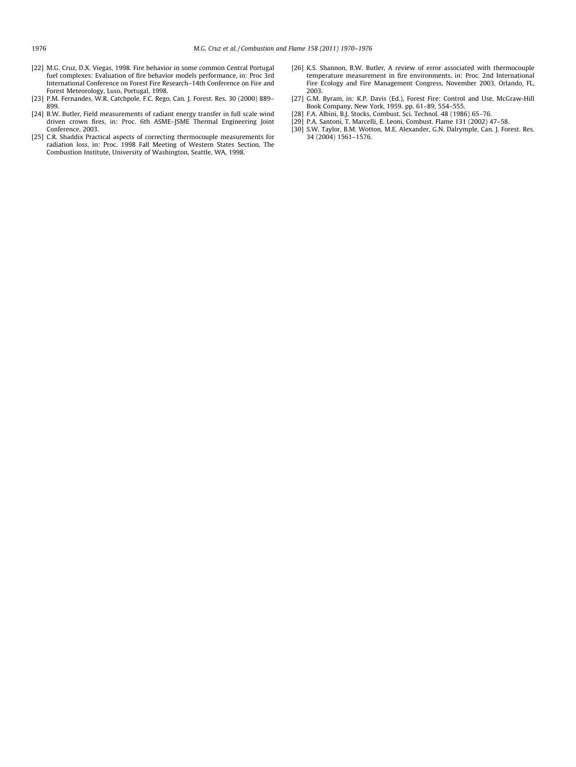[22] M.G. Cruz, D.X. Viegas, 1998. Fire behavior in some common Central Portugal fuel complexes: Evaluation of fire behavior models performance, in: Proc 3rd International Conference on Forest Fire Research–14th Conference on Fire and Forest Meteorology, Luso, Portugal, 1998.

[23] P.M. Fernandes, W.R. Catchpole, F.C. Rego, Can. J. Forest. Res. 30 (2000) 889–899.

[24] B.W. Butler, Field measurements of radiant energy transfer in full scale wind driven crown fires, in: Proc. 6th ASME–JSME Thermal Engineering Joint Conference, 2003.

[25] C.R. Shaddix Practical aspects of correcting thermocouple measurements for radiation loss, in: Proc. 1998 Fall Meeting of Western States Section, The Combustion Institute, University of Washington, Seattle, WA, 1998.

[26] K.S. Shannon, B.W. Butler, A review of error associated with thermocouple temperature measurement in fire environments, in: Proc. 2nd International Fire Ecology and Fire Management Congress, November 2003, Orlando, FL, 2003.

[27] G.M. Byram, in: K.P. Davis (Ed.), Forest Fire: Control and Use, McGraw-Hill Book Company, New York, 1959. pp. 61–89, 554–555.

[28] F.A. Albini, B.J. Stocks, Combust. Sci. Technol. 48 (1986) 65–76.

[29] P.A. Santoni, T. Marcelli, E. Leoni, Combust. Flame 131 (2002) 47–58.

[30] S.W. Taylor, B.M. Wotton, M.E. Alexander, G.N. Dalrymple, Can. J. Forest. Res. 34 (2004) 1561–1576.